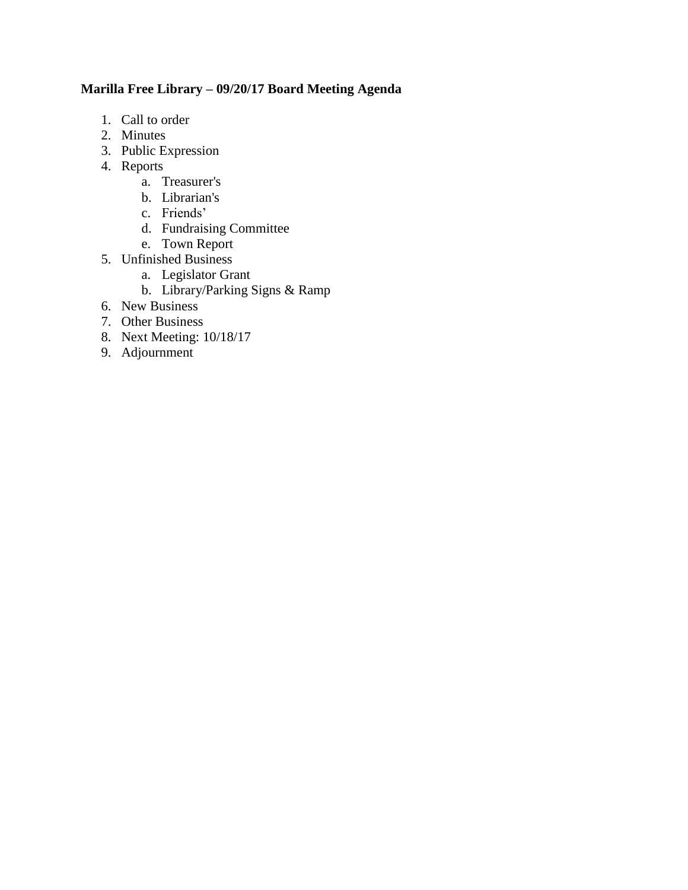**Marilla Free Library – 09/20/17 Board Meeting Agenda**

1. Call to order
2. Minutes
3. Public Expression
4. Reports
    a. Treasurer's
    b. Librarian's
    c. Friends'
    d. Fundraising Committee
    e. Town Report
5. Unfinished Business
    a. Legislator Grant
    b. Library/Parking Signs & Ramp
6. New Business
7. Other Business
8. Next Meeting: 10/18/17
9. Adjournment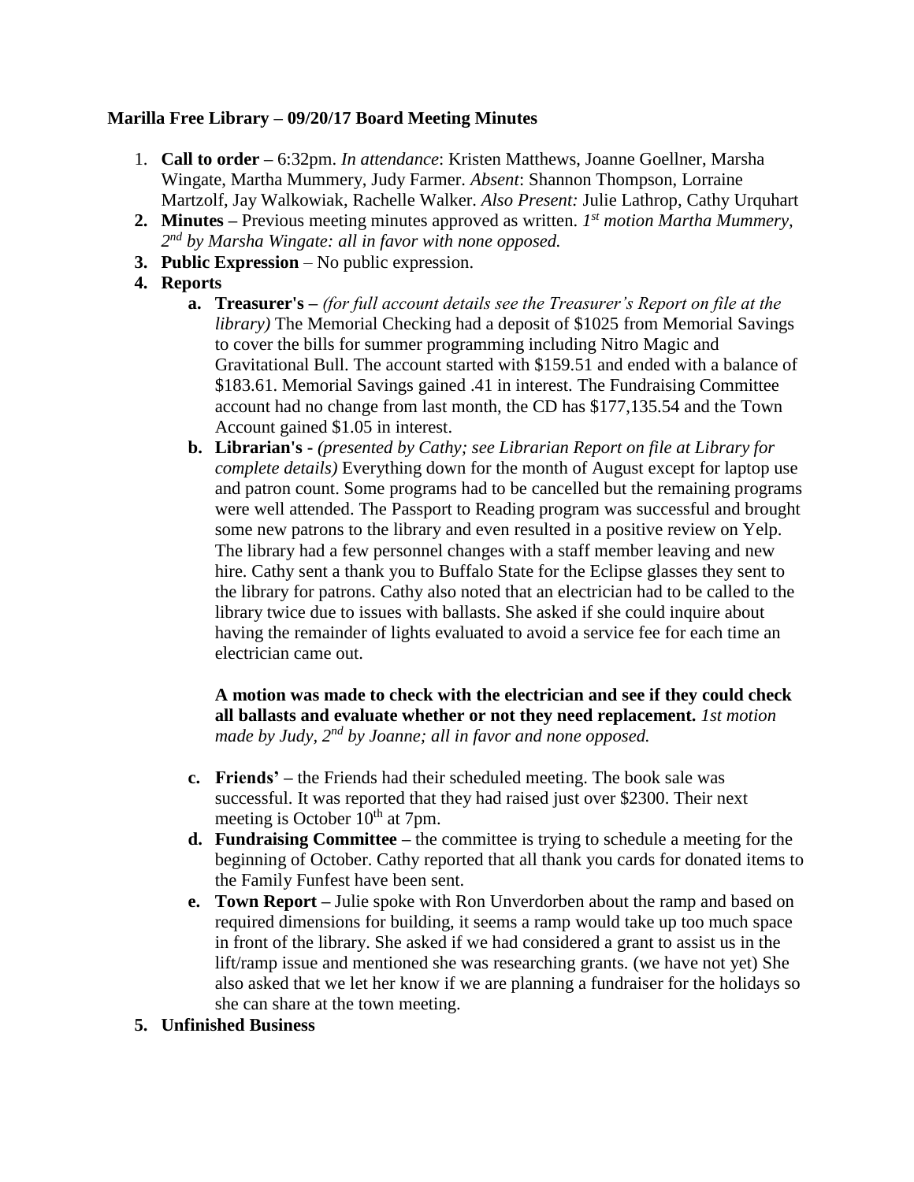**Marilla Free Library – 09/20/17 Board Meeting Minutes**

1. **Call to order –** 6:32pm. *In attendance*: Kristen Matthews, Joanne Goellner, Marsha Wingate, Martha Mummery, Judy Farmer. *Absent*: Shannon Thompson, Lorraine Martzolf, Jay Walkowiak, Rachelle Walker. *Also Present:* Julie Lathrop, Cathy Urquhart
2. **Minutes –** Previous meeting minutes approved as written. *1st motion Martha Mummery, 2nd by Marsha Wingate: all in favor with none opposed.*
3. **Public Expression** – No public expression.
4. **Reports**
   a. **Treasurer's –** *(for full account details see the Treasurer's Report on file at the library)* The Memorial Checking had a deposit of $1025 from Memorial Savings to cover the bills for summer programming including Nitro Magic and Gravitational Bull. The account started with $159.51 and ended with a balance of $183.61. Memorial Savings gained .41 in interest. The Fundraising Committee account had no change from last month, the CD has $177,135.54 and the Town Account gained $1.05 in interest.
   b. **Librarian's -** *(presented by Cathy; see Librarian Report on file at Library for complete details)* Everything down for the month of August except for laptop use and patron count. Some programs had to be cancelled but the remaining programs were well attended. The Passport to Reading program was successful and brought some new patrons to the library and even resulted in a positive review on Yelp. The library had a few personnel changes with a staff member leaving and new hire. Cathy sent a thank you to Buffalo State for the Eclipse glasses they sent to the library for patrons. Cathy also noted that an electrician had to be called to the library twice due to issues with ballasts. She asked if she could inquire about having the remainder of lights evaluated to avoid a service fee for each time an electrician came out.

      **A motion was made to check with the electrician and see if they could check all ballasts and evaluate whether or not they need replacement.** *1st motion made by Judy, 2nd by Joanne; all in favor and none opposed.*

   c. **Friends' –** the Friends had their scheduled meeting. The book sale was successful. It was reported that they had raised just over $2300. Their next meeting is October 10th at 7pm.
   d. **Fundraising Committee –** the committee is trying to schedule a meeting for the beginning of October. Cathy reported that all thank you cards for donated items to the Family Funfest have been sent.
   e. **Town Report –** Julie spoke with Ron Unverdorben about the ramp and based on required dimensions for building, it seems a ramp would take up too much space in front of the library. She asked if we had considered a grant to assist us in the lift/ramp issue and mentioned she was researching grants. (we have not yet) She also asked that we let her know if we are planning a fundraiser for the holidays so she can share at the town meeting.
5. **Unfinished Business**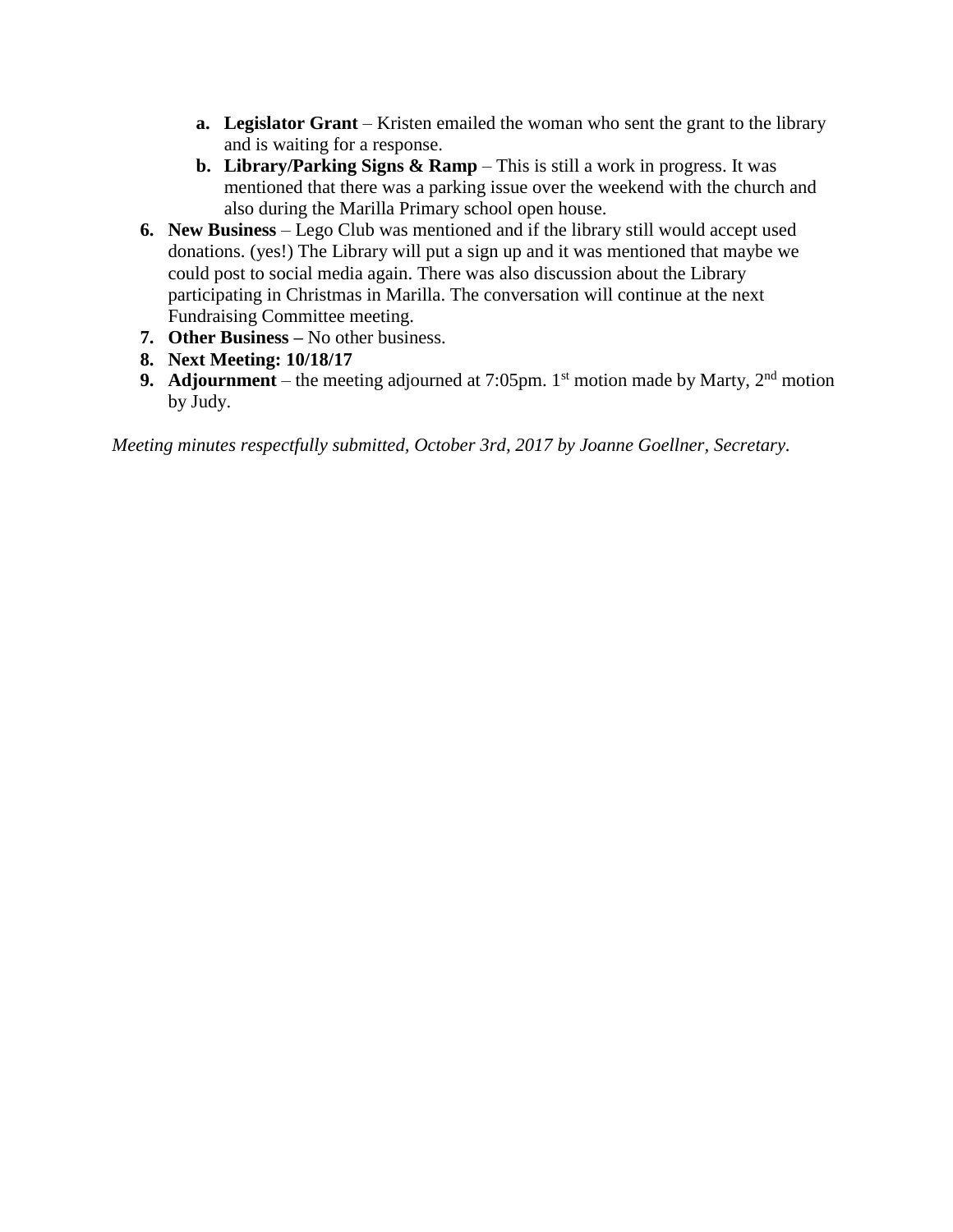a. **Legislator Grant** – Kristen emailed the woman who sent the grant to the library and is waiting for a response.
   b. **Library/Parking Signs & Ramp** – This is still a work in progress. It was mentioned that there was a parking issue over the weekend with the church and also during the Marilla Primary school open house.

6. **New Business** – Lego Club was mentioned and if the library still would accept used donations. (yes!) The Library will put a sign up and it was mentioned that maybe we could post to social media again. There was also discussion about the Library participating in Christmas in Marilla. The conversation will continue at the next Fundraising Committee meeting.
7. **Other Business –** No other business.
8. **Next Meeting: 10/18/17**
9. **Adjournment** – the meeting adjourned at 7:05pm. 1st motion made by Marty, 2nd motion by Judy.

*Meeting minutes respectfully submitted, October 3rd, 2017 by Joanne Goellner, Secretary.*